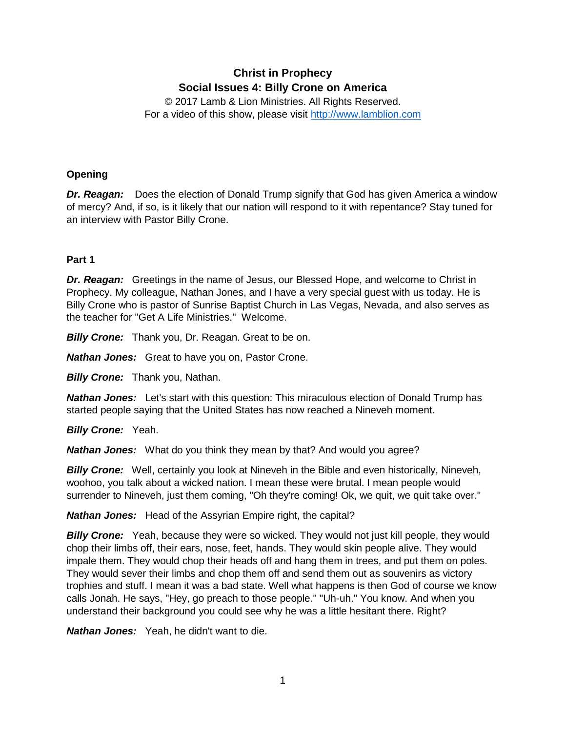# Christ in Prophecy
## Social Issues 4: Billy Crone on America

© 2017 Lamb & Lion Ministries. All Rights Reserved.
For a video of this show, please visit http://www.lamblion.com

### Opening

***Dr. Reagan:*** Does the election of Donald Trump signify that God has given America a window of mercy? And, if so, is it likely that our nation will respond to it with repentance? Stay tuned for an interview with Pastor Billy Crone.

### Part 1

***Dr. Reagan:*** Greetings in the name of Jesus, our Blessed Hope, and welcome to Christ in Prophecy. My colleague, Nathan Jones, and I have a very special guest with us today. He is Billy Crone who is pastor of Sunrise Baptist Church in Las Vegas, Nevada, and also serves as the teacher for "Get A Life Ministries." Welcome.

***Billy Crone:*** Thank you, Dr. Reagan. Great to be on.

***Nathan Jones:*** Great to have you on, Pastor Crone.

***Billy Crone:*** Thank you, Nathan.

***Nathan Jones:*** Let's start with this question: This miraculous election of Donald Trump has started people saying that the United States has now reached a Nineveh moment.

***Billy Crone:*** Yeah.

***Nathan Jones:*** What do you think they mean by that? And would you agree?

***Billy Crone:*** Well, certainly you look at Nineveh in the Bible and even historically, Nineveh, woohoo, you talk about a wicked nation. I mean these were brutal. I mean people would surrender to Nineveh, just them coming, "Oh they're coming! Ok, we quit, we quit take over."

***Nathan Jones:*** Head of the Assyrian Empire right, the capital?

***Billy Crone:*** Yeah, because they were so wicked. They would not just kill people, they would chop their limbs off, their ears, nose, feet, hands. They would skin people alive. They would impale them. They would chop their heads off and hang them in trees, and put them on poles. They would sever their limbs and chop them off and send them out as souvenirs as victory trophies and stuff. I mean it was a bad state. Well what happens is then God of course we know calls Jonah. He says, "Hey, go preach to those people." "Uh-uh." You know. And when you understand their background you could see why he was a little hesitant there. Right?

***Nathan Jones:*** Yeah, he didn't want to die.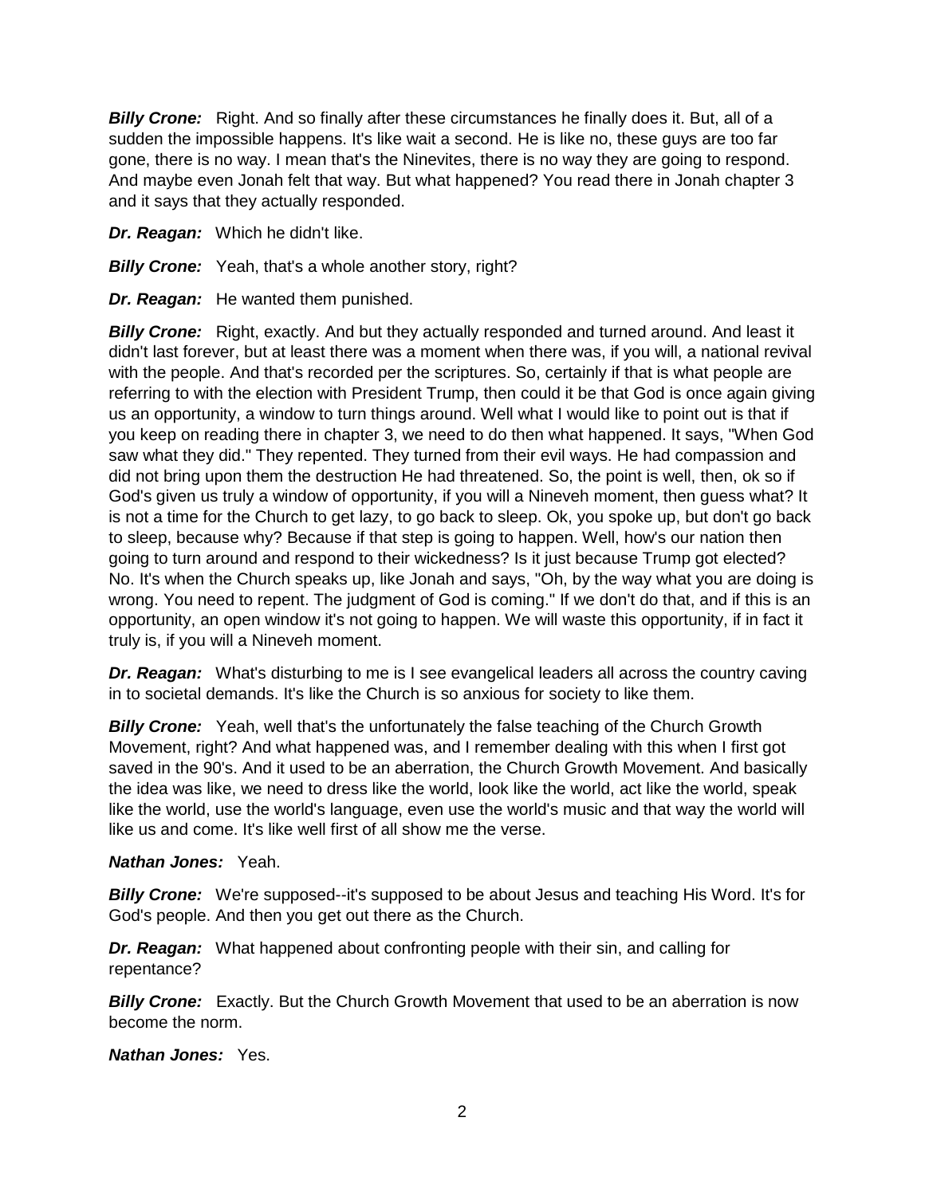***Billy Crone:*** Right. And so finally after these circumstances he finally does it. But, all of a sudden the impossible happens. It's like wait a second. He is like no, these guys are too far gone, there is no way. I mean that's the Ninevites, there is no way they are going to respond. And maybe even Jonah felt that way. But what happened? You read there in Jonah chapter 3 and it says that they actually responded.

***Dr. Reagan:*** Which he didn't like.

***Billy Crone:*** Yeah, that's a whole another story, right?

***Dr. Reagan:*** He wanted them punished.

***Billy Crone:*** Right, exactly. And but they actually responded and turned around. And least it didn't last forever, but at least there was a moment when there was, if you will, a national revival with the people. And that's recorded per the scriptures. So, certainly if that is what people are referring to with the election with President Trump, then could it be that God is once again giving us an opportunity, a window to turn things around. Well what I would like to point out is that if you keep on reading there in chapter 3, we need to do then what happened. It says, "When God saw what they did." They repented. They turned from their evil ways. He had compassion and did not bring upon them the destruction He had threatened. So, the point is well, then, ok so if God's given us truly a window of opportunity, if you will a Nineveh moment, then guess what? It is not a time for the Church to get lazy, to go back to sleep. Ok, you spoke up, but don't go back to sleep, because why? Because if that step is going to happen. Well, how's our nation then going to turn around and respond to their wickedness? Is it just because Trump got elected? No. It's when the Church speaks up, like Jonah and says, "Oh, by the way what you are doing is wrong. You need to repent. The judgment of God is coming." If we don't do that, and if this is an opportunity, an open window it's not going to happen. We will waste this opportunity, if in fact it truly is, if you will a Nineveh moment.

***Dr. Reagan:*** What's disturbing to me is I see evangelical leaders all across the country caving in to societal demands. It's like the Church is so anxious for society to like them.

***Billy Crone:*** Yeah, well that's the unfortunately the false teaching of the Church Growth Movement, right? And what happened was, and I remember dealing with this when I first got saved in the 90's. And it used to be an aberration, the Church Growth Movement. And basically the idea was like, we need to dress like the world, look like the world, act like the world, speak like the world, use the world's language, even use the world's music and that way the world will like us and come. It's like well first of all show me the verse.

***Nathan Jones:*** Yeah.

***Billy Crone:*** We're supposed--it's supposed to be about Jesus and teaching His Word. It's for God's people. And then you get out there as the Church.

***Dr. Reagan:*** What happened about confronting people with their sin, and calling for repentance?

***Billy Crone:*** Exactly. But the Church Growth Movement that used to be an aberration is now become the norm.

***Nathan Jones:*** Yes.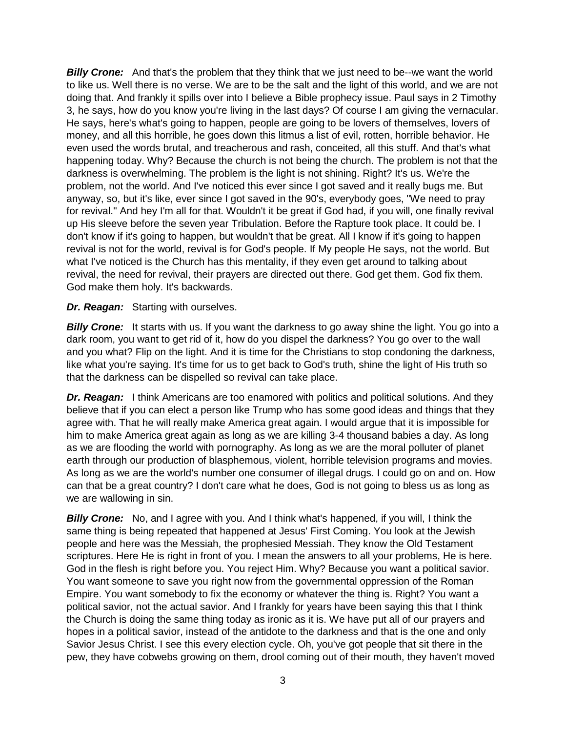***Billy Crone:*** And that's the problem that they think that we just need to be--we want the world to like us. Well there is no verse. We are to be the salt and the light of this world, and we are not doing that. And frankly it spills over into I believe a Bible prophecy issue. Paul says in 2 Timothy 3, he says, how do you know you're living in the last days? Of course I am giving the vernacular. He says, here's what's going to happen, people are going to be lovers of themselves, lovers of money, and all this horrible, he goes down this litmus a list of evil, rotten, horrible behavior. He even used the words brutal, and treacherous and rash, conceited, all this stuff. And that's what happening today. Why? Because the church is not being the church. The problem is not that the darkness is overwhelming. The problem is the light is not shining. Right? It's us. We're the problem, not the world. And I've noticed this ever since I got saved and it really bugs me. But anyway, so, but it's like, ever since I got saved in the 90's, everybody goes, "We need to pray for revival." And hey I'm all for that. Wouldn't it be great if God had, if you will, one finally revival up His sleeve before the seven year Tribulation. Before the Rapture took place. It could be. I don't know if it's going to happen, but wouldn't that be great. All I know if it's going to happen revival is not for the world, revival is for God's people. If My people He says, not the world. But what I've noticed is the Church has this mentality, if they even get around to talking about revival, the need for revival, their prayers are directed out there. God get them. God fix them. God make them holy. It's backwards.

***Dr. Reagan:*** Starting with ourselves.

***Billy Crone:*** It starts with us. If you want the darkness to go away shine the light. You go into a dark room, you want to get rid of it, how do you dispel the darkness? You go over to the wall and you what? Flip on the light. And it is time for the Christians to stop condoning the darkness, like what you're saying. It's time for us to get back to God's truth, shine the light of His truth so that the darkness can be dispelled so revival can take place.

***Dr. Reagan:*** I think Americans are too enamored with politics and political solutions. And they believe that if you can elect a person like Trump who has some good ideas and things that they agree with. That he will really make America great again. I would argue that it is impossible for him to make America great again as long as we are killing 3-4 thousand babies a day. As long as we are flooding the world with pornography. As long as we are the moral polluter of planet earth through our production of blasphemous, violent, horrible television programs and movies. As long as we are the world's number one consumer of illegal drugs. I could go on and on. How can that be a great country? I don't care what he does, God is not going to bless us as long as we are wallowing in sin.

***Billy Crone:*** No, and I agree with you. And I think what's happened, if you will, I think the same thing is being repeated that happened at Jesus' First Coming. You look at the Jewish people and here was the Messiah, the prophesied Messiah. They know the Old Testament scriptures. Here He is right in front of you. I mean the answers to all your problems, He is here. God in the flesh is right before you. You reject Him. Why? Because you want a political savior. You want someone to save you right now from the governmental oppression of the Roman Empire. You want somebody to fix the economy or whatever the thing is. Right? You want a political savior, not the actual savior. And I frankly for years have been saying this that I think the Church is doing the same thing today as ironic as it is. We have put all of our prayers and hopes in a political savior, instead of the antidote to the darkness and that is the one and only Savior Jesus Christ. I see this every election cycle. Oh, you've got people that sit there in the pew, they have cobwebs growing on them, drool coming out of their mouth, they haven't moved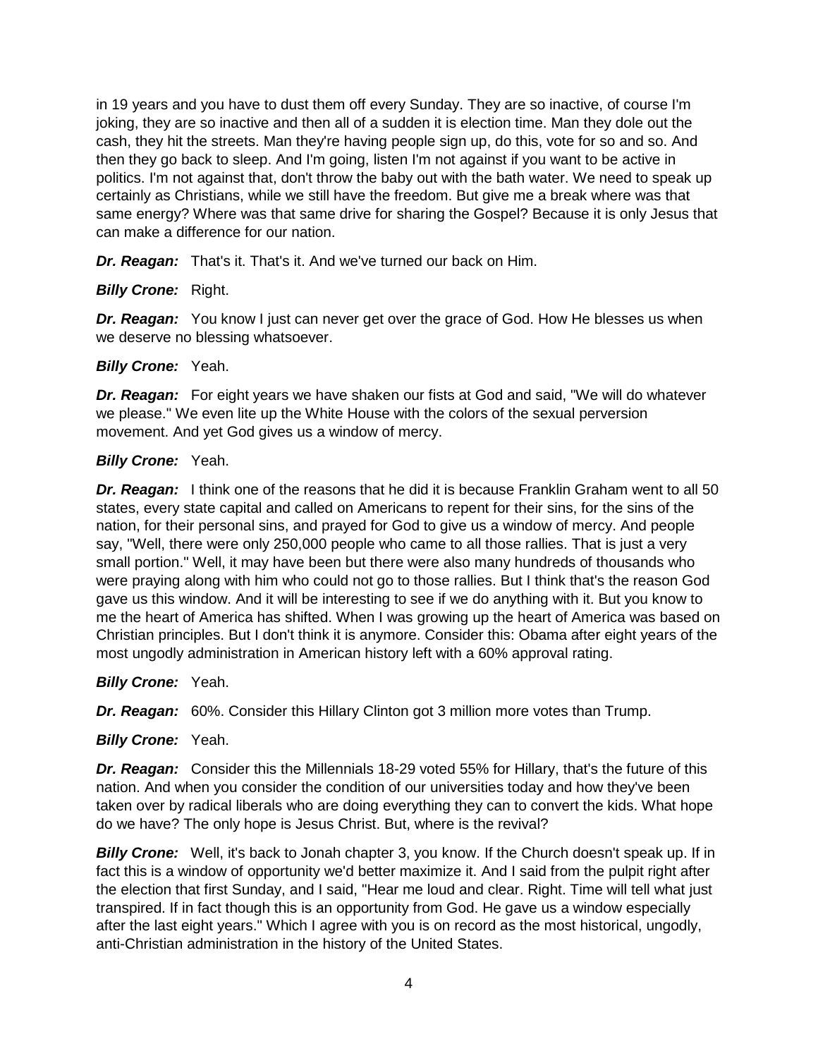in 19 years and you have to dust them off every Sunday. They are so inactive, of course I'm joking, they are so inactive and then all of a sudden it is election time. Man they dole out the cash, they hit the streets. Man they're having people sign up, do this, vote for so and so. And then they go back to sleep. And I'm going, listen I'm not against if you want to be active in politics. I'm not against that, don't throw the baby out with the bath water. We need to speak up certainly as Christians, while we still have the freedom. But give me a break where was that same energy? Where was that same drive for sharing the Gospel? Because it is only Jesus that can make a difference for our nation.

***Dr. Reagan:*** That's it. That's it. And we've turned our back on Him.

***Billy Crone:*** Right.

***Dr. Reagan:*** You know I just can never get over the grace of God. How He blesses us when we deserve no blessing whatsoever.

***Billy Crone:*** Yeah.

***Dr. Reagan:*** For eight years we have shaken our fists at God and said, "We will do whatever we please." We even lite up the White House with the colors of the sexual perversion movement. And yet God gives us a window of mercy.

***Billy Crone:*** Yeah.

***Dr. Reagan:*** I think one of the reasons that he did it is because Franklin Graham went to all 50 states, every state capital and called on Americans to repent for their sins, for the sins of the nation, for their personal sins, and prayed for God to give us a window of mercy. And people say, "Well, there were only 250,000 people who came to all those rallies. That is just a very small portion." Well, it may have been but there were also many hundreds of thousands who were praying along with him who could not go to those rallies. But I think that's the reason God gave us this window. And it will be interesting to see if we do anything with it. But you know to me the heart of America has shifted. When I was growing up the heart of America was based on Christian principles. But I don't think it is anymore. Consider this: Obama after eight years of the most ungodly administration in American history left with a 60% approval rating.

***Billy Crone:*** Yeah.

***Dr. Reagan:*** 60%. Consider this Hillary Clinton got 3 million more votes than Trump.

***Billy Crone:*** Yeah.

***Dr. Reagan:*** Consider this the Millennials 18-29 voted 55% for Hillary, that's the future of this nation. And when you consider the condition of our universities today and how they've been taken over by radical liberals who are doing everything they can to convert the kids. What hope do we have? The only hope is Jesus Christ. But, where is the revival?

***Billy Crone:*** Well, it's back to Jonah chapter 3, you know. If the Church doesn't speak up. If in fact this is a window of opportunity we'd better maximize it. And I said from the pulpit right after the election that first Sunday, and I said, "Hear me loud and clear. Right. Time will tell what just transpired. If in fact though this is an opportunity from God. He gave us a window especially after the last eight years." Which I agree with you is on record as the most historical, ungodly, anti-Christian administration in the history of the United States.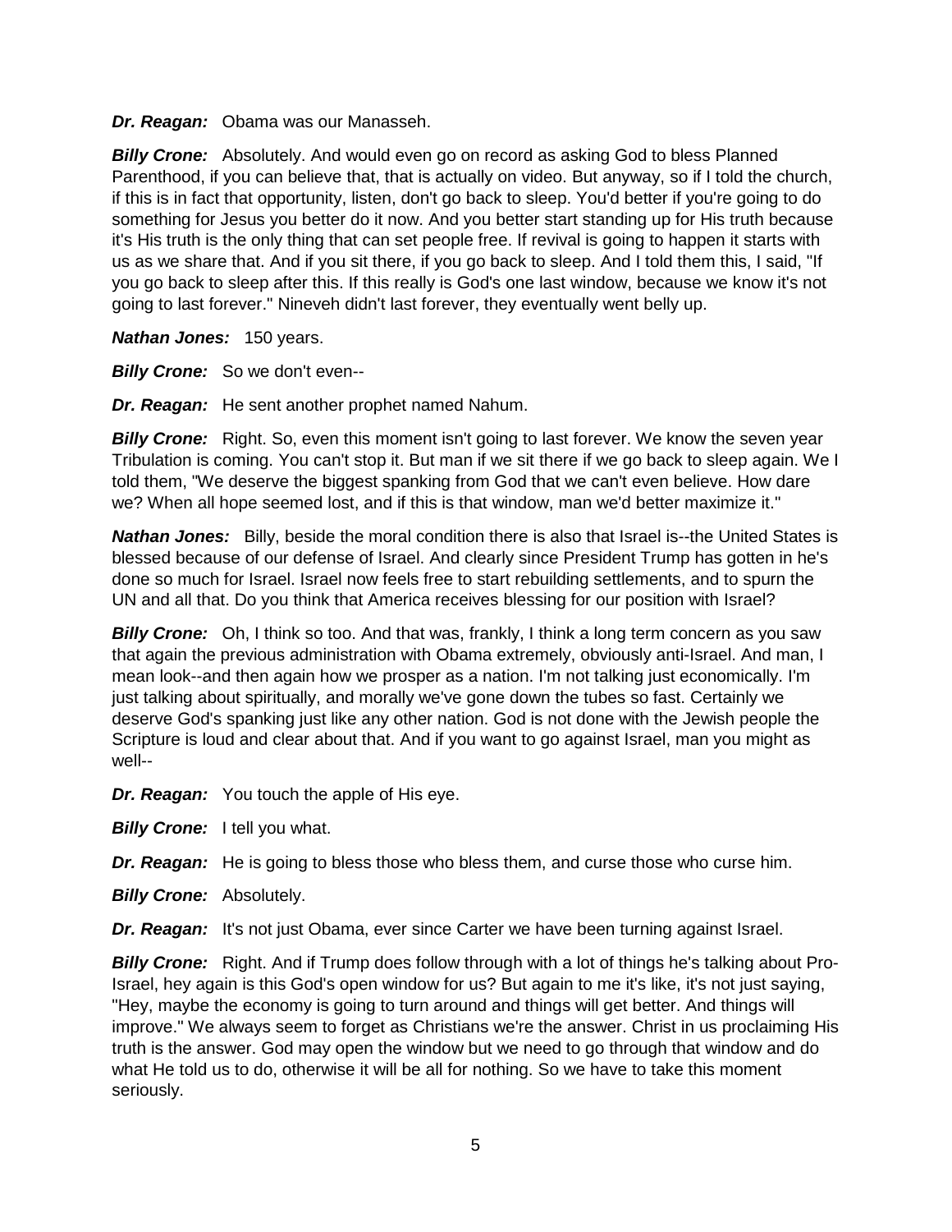***Dr. Reagan:*** Obama was our Manasseh.

***Billy Crone:*** Absolutely. And would even go on record as asking God to bless Planned Parenthood, if you can believe that, that is actually on video. But anyway, so if I told the church, if this is in fact that opportunity, listen, don't go back to sleep. You'd better if you're going to do something for Jesus you better do it now. And you better start standing up for His truth because it's His truth is the only thing that can set people free. If revival is going to happen it starts with us as we share that. And if you sit there, if you go back to sleep. And I told them this, I said, "If you go back to sleep after this. If this really is God's one last window, because we know it's not going to last forever." Nineveh didn't last forever, they eventually went belly up.

***Nathan Jones:*** 150 years.

***Billy Crone:*** So we don't even--

***Dr. Reagan:*** He sent another prophet named Nahum.

***Billy Crone:*** Right. So, even this moment isn't going to last forever. We know the seven year Tribulation is coming. You can't stop it. But man if we sit there if we go back to sleep again. We I told them, "We deserve the biggest spanking from God that we can't even believe. How dare we? When all hope seemed lost, and if this is that window, man we'd better maximize it."

***Nathan Jones:*** Billy, beside the moral condition there is also that Israel is--the United States is blessed because of our defense of Israel. And clearly since President Trump has gotten in he's done so much for Israel. Israel now feels free to start rebuilding settlements, and to spurn the UN and all that. Do you think that America receives blessing for our position with Israel?

***Billy Crone:*** Oh, I think so too. And that was, frankly, I think a long term concern as you saw that again the previous administration with Obama extremely, obviously anti-Israel. And man, I mean look--and then again how we prosper as a nation. I'm not talking just economically. I'm just talking about spiritually, and morally we've gone down the tubes so fast. Certainly we deserve God's spanking just like any other nation. God is not done with the Jewish people the Scripture is loud and clear about that. And if you want to go against Israel, man you might as well--

***Dr. Reagan:*** You touch the apple of His eye.

***Billy Crone:*** I tell you what.

***Dr. Reagan:*** He is going to bless those who bless them, and curse those who curse him.

***Billy Crone:*** Absolutely.

***Dr. Reagan:*** It's not just Obama, ever since Carter we have been turning against Israel.

***Billy Crone:*** Right. And if Trump does follow through with a lot of things he's talking about Pro-Israel, hey again is this God's open window for us? But again to me it's like, it's not just saying, "Hey, maybe the economy is going to turn around and things will get better. And things will improve." We always seem to forget as Christians we're the answer. Christ in us proclaiming His truth is the answer. God may open the window but we need to go through that window and do what He told us to do, otherwise it will be all for nothing. So we have to take this moment seriously.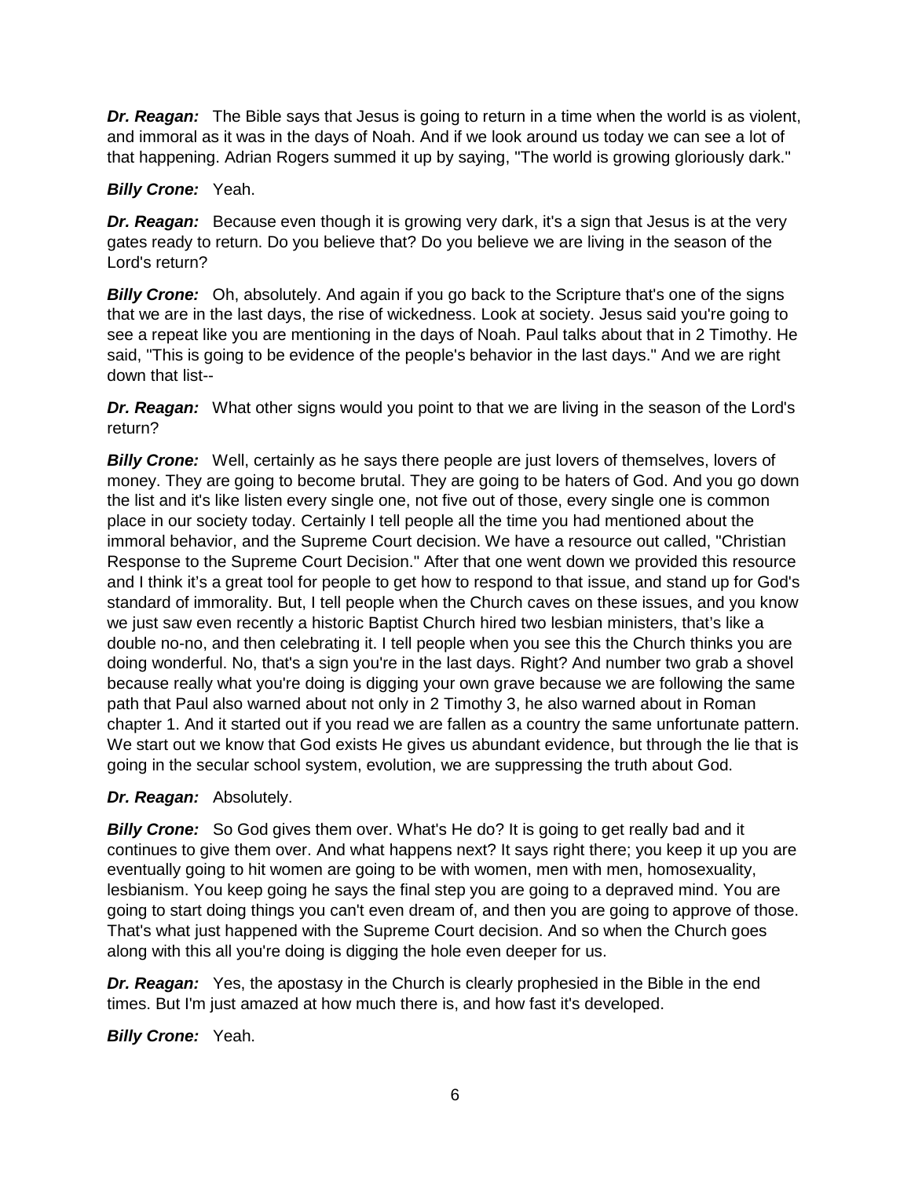***Dr. Reagan:*** The Bible says that Jesus is going to return in a time when the world is as violent, and immoral as it was in the days of Noah. And if we look around us today we can see a lot of that happening. Adrian Rogers summed it up by saying, "The world is growing gloriously dark."

***Billy Crone:*** Yeah.

***Dr. Reagan:*** Because even though it is growing very dark, it's a sign that Jesus is at the very gates ready to return. Do you believe that? Do you believe we are living in the season of the Lord's return?

***Billy Crone:*** Oh, absolutely. And again if you go back to the Scripture that's one of the signs that we are in the last days, the rise of wickedness. Look at society. Jesus said you're going to see a repeat like you are mentioning in the days of Noah. Paul talks about that in 2 Timothy. He said, "This is going to be evidence of the people's behavior in the last days." And we are right down that list--

***Dr. Reagan:*** What other signs would you point to that we are living in the season of the Lord's return?

***Billy Crone:*** Well, certainly as he says there people are just lovers of themselves, lovers of money. They are going to become brutal. They are going to be haters of God. And you go down the list and it's like listen every single one, not five out of those, every single one is common place in our society today. Certainly I tell people all the time you had mentioned about the immoral behavior, and the Supreme Court decision. We have a resource out called, "Christian Response to the Supreme Court Decision." After that one went down we provided this resource and I think it's a great tool for people to get how to respond to that issue, and stand up for God's standard of immorality. But, I tell people when the Church caves on these issues, and you know we just saw even recently a historic Baptist Church hired two lesbian ministers, that's like a double no-no, and then celebrating it. I tell people when you see this the Church thinks you are doing wonderful. No, that's a sign you're in the last days. Right? And number two grab a shovel because really what you're doing is digging your own grave because we are following the same path that Paul also warned about not only in 2 Timothy 3, he also warned about in Roman chapter 1. And it started out if you read we are fallen as a country the same unfortunate pattern. We start out we know that God exists He gives us abundant evidence, but through the lie that is going in the secular school system, evolution, we are suppressing the truth about God.

***Dr. Reagan:*** Absolutely.

***Billy Crone:*** So God gives them over. What's He do? It is going to get really bad and it continues to give them over. And what happens next? It says right there; you keep it up you are eventually going to hit women are going to be with women, men with men, homosexuality, lesbianism. You keep going he says the final step you are going to a depraved mind. You are going to start doing things you can't even dream of, and then you are going to approve of those. That's what just happened with the Supreme Court decision. And so when the Church goes along with this all you're doing is digging the hole even deeper for us.

***Dr. Reagan:*** Yes, the apostasy in the Church is clearly prophesied in the Bible in the end times. But I'm just amazed at how much there is, and how fast it's developed.

***Billy Crone:*** Yeah.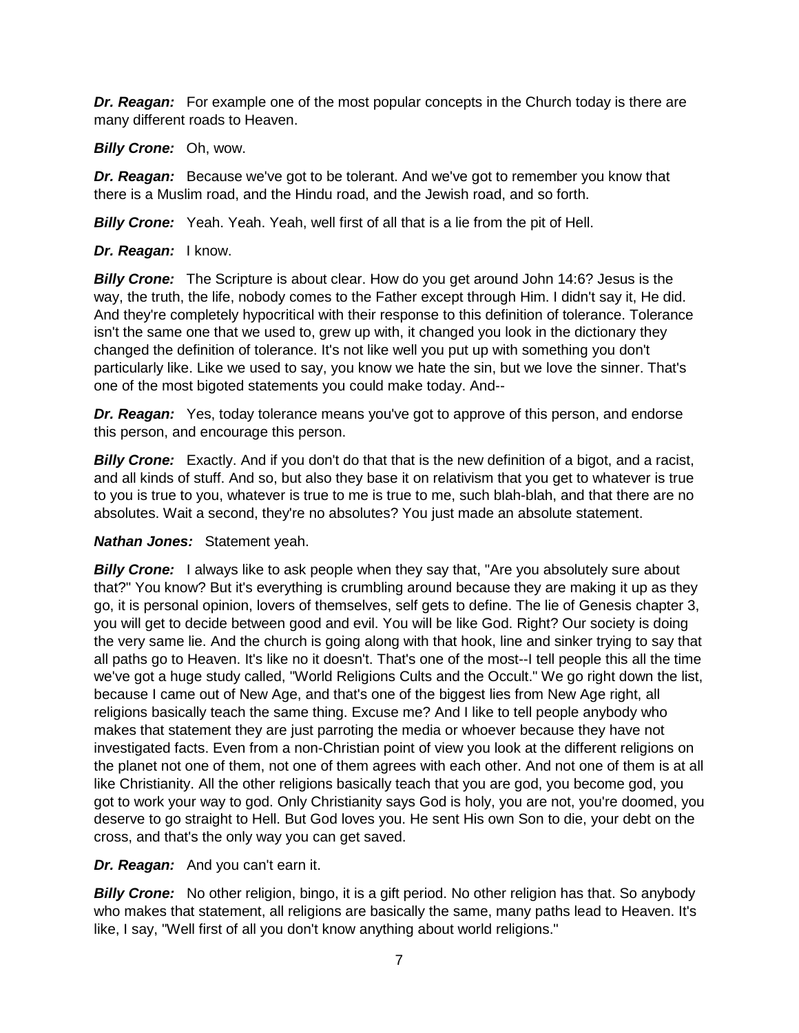***Dr. Reagan:*** For example one of the most popular concepts in the Church today is there are many different roads to Heaven.

***Billy Crone:*** Oh, wow.

***Dr. Reagan:*** Because we've got to be tolerant. And we've got to remember you know that there is a Muslim road, and the Hindu road, and the Jewish road, and so forth.

***Billy Crone:*** Yeah. Yeah. Yeah, well first of all that is a lie from the pit of Hell.

***Dr. Reagan:*** I know.

***Billy Crone:*** The Scripture is about clear. How do you get around John 14:6? Jesus is the way, the truth, the life, nobody comes to the Father except through Him. I didn't say it, He did. And they're completely hypocritical with their response to this definition of tolerance. Tolerance isn't the same one that we used to, grew up with, it changed you look in the dictionary they changed the definition of tolerance. It's not like well you put up with something you don't particularly like. Like we used to say, you know we hate the sin, but we love the sinner. That's one of the most bigoted statements you could make today. And--

***Dr. Reagan:*** Yes, today tolerance means you've got to approve of this person, and endorse this person, and encourage this person.

***Billy Crone:*** Exactly. And if you don't do that that is the new definition of a bigot, and a racist, and all kinds of stuff. And so, but also they base it on relativism that you get to whatever is true to you is true to you, whatever is true to me is true to me, such blah-blah, and that there are no absolutes. Wait a second, they're no absolutes? You just made an absolute statement.

***Nathan Jones:*** Statement yeah.

***Billy Crone:*** I always like to ask people when they say that, "Are you absolutely sure about that?" You know? But it's everything is crumbling around because they are making it up as they go, it is personal opinion, lovers of themselves, self gets to define. The lie of Genesis chapter 3, you will get to decide between good and evil. You will be like God. Right? Our society is doing the very same lie. And the church is going along with that hook, line and sinker trying to say that all paths go to Heaven. It's like no it doesn't. That's one of the most--I tell people this all the time we've got a huge study called, "World Religions Cults and the Occult." We go right down the list, because I came out of New Age, and that's one of the biggest lies from New Age right, all religions basically teach the same thing. Excuse me? And I like to tell people anybody who makes that statement they are just parroting the media or whoever because they have not investigated facts. Even from a non-Christian point of view you look at the different religions on the planet not one of them, not one of them agrees with each other. And not one of them is at all like Christianity. All the other religions basically teach that you are god, you become god, you got to work your way to god. Only Christianity says God is holy, you are not, you're doomed, you deserve to go straight to Hell. But God loves you. He sent His own Son to die, your debt on the cross, and that's the only way you can get saved.

***Dr. Reagan:*** And you can't earn it.

***Billy Crone:*** No other religion, bingo, it is a gift period. No other religion has that. So anybody who makes that statement, all religions are basically the same, many paths lead to Heaven. It's like, I say, "Well first of all you don't know anything about world religions."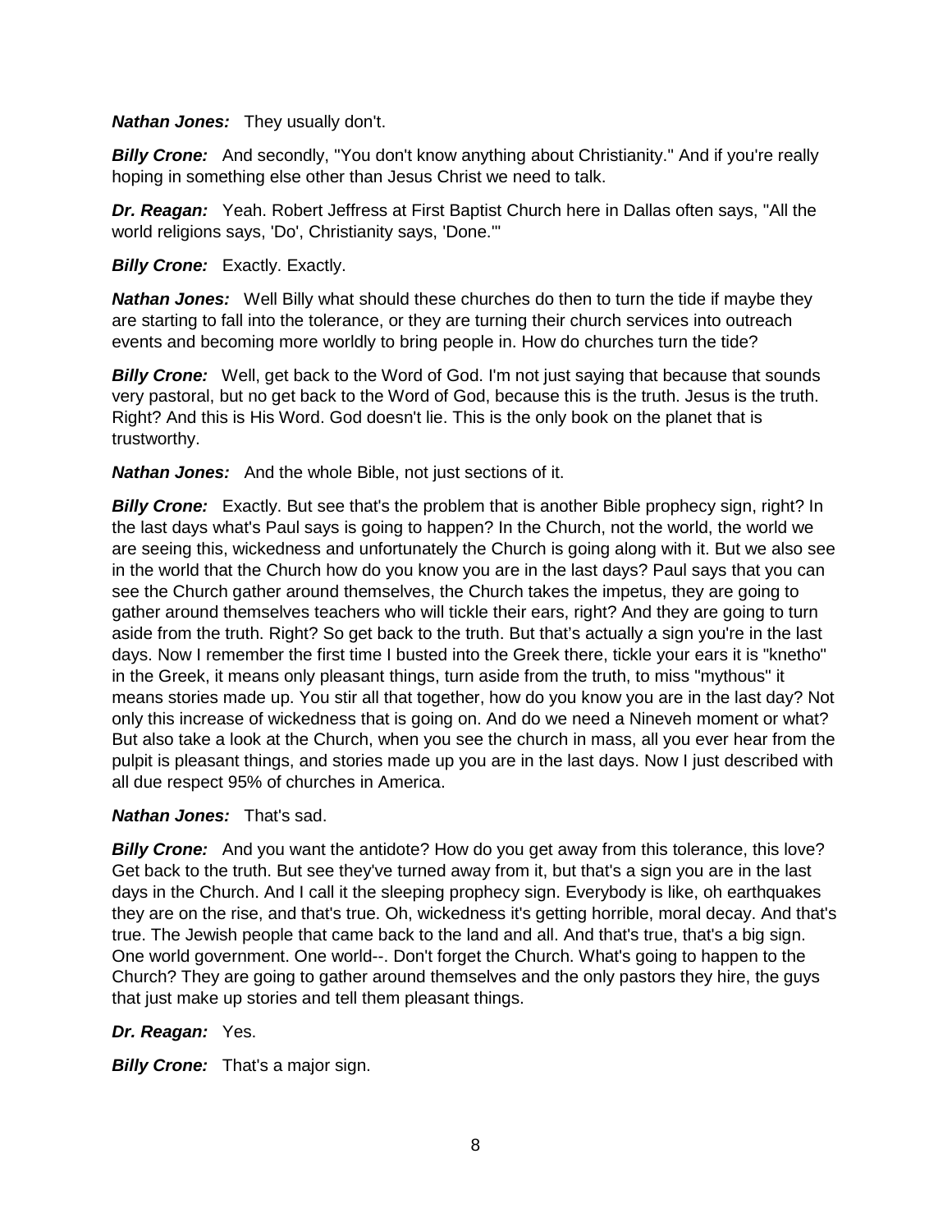***Nathan Jones:*** They usually don't.

***Billy Crone:*** And secondly, "You don't know anything about Christianity." And if you're really hoping in something else other than Jesus Christ we need to talk.

***Dr. Reagan:*** Yeah. Robert Jeffress at First Baptist Church here in Dallas often says, "All the world religions says, 'Do', Christianity says, 'Done.'"

***Billy Crone:*** Exactly. Exactly.

***Nathan Jones:*** Well Billy what should these churches do then to turn the tide if maybe they are starting to fall into the tolerance, or they are turning their church services into outreach events and becoming more worldly to bring people in. How do churches turn the tide?

***Billy Crone:*** Well, get back to the Word of God. I'm not just saying that because that sounds very pastoral, but no get back to the Word of God, because this is the truth. Jesus is the truth. Right? And this is His Word. God doesn't lie. This is the only book on the planet that is trustworthy.

***Nathan Jones:*** And the whole Bible, not just sections of it.

***Billy Crone:*** Exactly. But see that's the problem that is another Bible prophecy sign, right? In the last days what's Paul says is going to happen? In the Church, not the world, the world we are seeing this, wickedness and unfortunately the Church is going along with it. But we also see in the world that the Church how do you know you are in the last days? Paul says that you can see the Church gather around themselves, the Church takes the impetus, they are going to gather around themselves teachers who will tickle their ears, right? And they are going to turn aside from the truth. Right? So get back to the truth. But that's actually a sign you're in the last days. Now I remember the first time I busted into the Greek there, tickle your ears it is "knetho" in the Greek, it means only pleasant things, turn aside from the truth, to miss "mythous" it means stories made up. You stir all that together, how do you know you are in the last day? Not only this increase of wickedness that is going on. And do we need a Nineveh moment or what? But also take a look at the Church, when you see the church in mass, all you ever hear from the pulpit is pleasant things, and stories made up you are in the last days. Now I just described with all due respect 95% of churches in America.

***Nathan Jones:*** That's sad.

***Billy Crone:*** And you want the antidote? How do you get away from this tolerance, this love? Get back to the truth. But see they've turned away from it, but that's a sign you are in the last days in the Church. And I call it the sleeping prophecy sign. Everybody is like, oh earthquakes they are on the rise, and that's true. Oh, wickedness it's getting horrible, moral decay. And that's true. The Jewish people that came back to the land and all. And that's true, that's a big sign. One world government. One world--. Don't forget the Church. What's going to happen to the Church? They are going to gather around themselves and the only pastors they hire, the guys that just make up stories and tell them pleasant things.

***Dr. Reagan:*** Yes.

***Billy Crone:*** That's a major sign.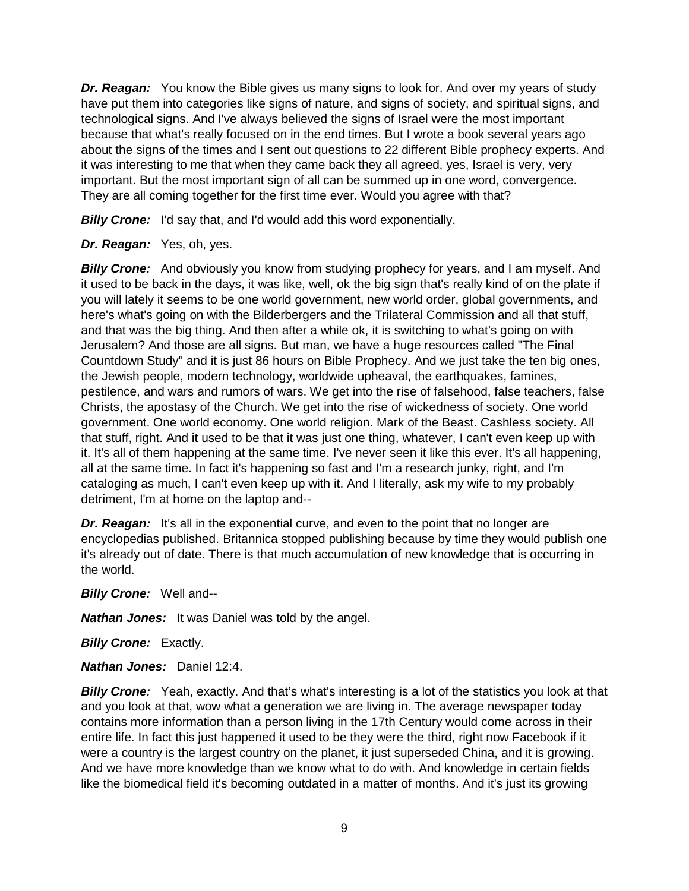***Dr. Reagan:*** You know the Bible gives us many signs to look for. And over my years of study have put them into categories like signs of nature, and signs of society, and spiritual signs, and technological signs. And I've always believed the signs of Israel were the most important because that what's really focused on in the end times. But I wrote a book several years ago about the signs of the times and I sent out questions to 22 different Bible prophecy experts. And it was interesting to me that when they came back they all agreed, yes, Israel is very, very important. But the most important sign of all can be summed up in one word, convergence. They are all coming together for the first time ever. Would you agree with that?

***Billy Crone:*** I'd say that, and I'd would add this word exponentially.

***Dr. Reagan:*** Yes, oh, yes.

***Billy Crone:*** And obviously you know from studying prophecy for years, and I am myself. And it used to be back in the days, it was like, well, ok the big sign that's really kind of on the plate if you will lately it seems to be one world government, new world order, global governments, and here's what's going on with the Bilderbergers and the Trilateral Commission and all that stuff, and that was the big thing. And then after a while ok, it is switching to what's going on with Jerusalem? And those are all signs. But man, we have a huge resources called "The Final Countdown Study" and it is just 86 hours on Bible Prophecy. And we just take the ten big ones, the Jewish people, modern technology, worldwide upheaval, the earthquakes, famines, pestilence, and wars and rumors of wars. We get into the rise of falsehood, false teachers, false Christs, the apostasy of the Church. We get into the rise of wickedness of society. One world government. One world economy. One world religion. Mark of the Beast. Cashless society. All that stuff, right. And it used to be that it was just one thing, whatever, I can't even keep up with it. It's all of them happening at the same time. I've never seen it like this ever. It's all happening, all at the same time. In fact it's happening so fast and I'm a research junky, right, and I'm cataloging as much, I can't even keep up with it. And I literally, ask my wife to my probably detriment, I'm at home on the laptop and--

***Dr. Reagan:*** It's all in the exponential curve, and even to the point that no longer are encyclopedias published. Britannica stopped publishing because by time they would publish one it's already out of date. There is that much accumulation of new knowledge that is occurring in the world.

***Billy Crone:*** Well and--

***Nathan Jones:*** It was Daniel was told by the angel.

***Billy Crone:*** Exactly.

***Nathan Jones:*** Daniel 12:4.

***Billy Crone:*** Yeah, exactly. And that's what's interesting is a lot of the statistics you look at that and you look at that, wow what a generation we are living in. The average newspaper today contains more information than a person living in the 17th Century would come across in their entire life. In fact this just happened it used to be they were the third, right now Facebook if it were a country is the largest country on the planet, it just superseded China, and it is growing. And we have more knowledge than we know what to do with. And knowledge in certain fields like the biomedical field it's becoming outdated in a matter of months. And it's just its growing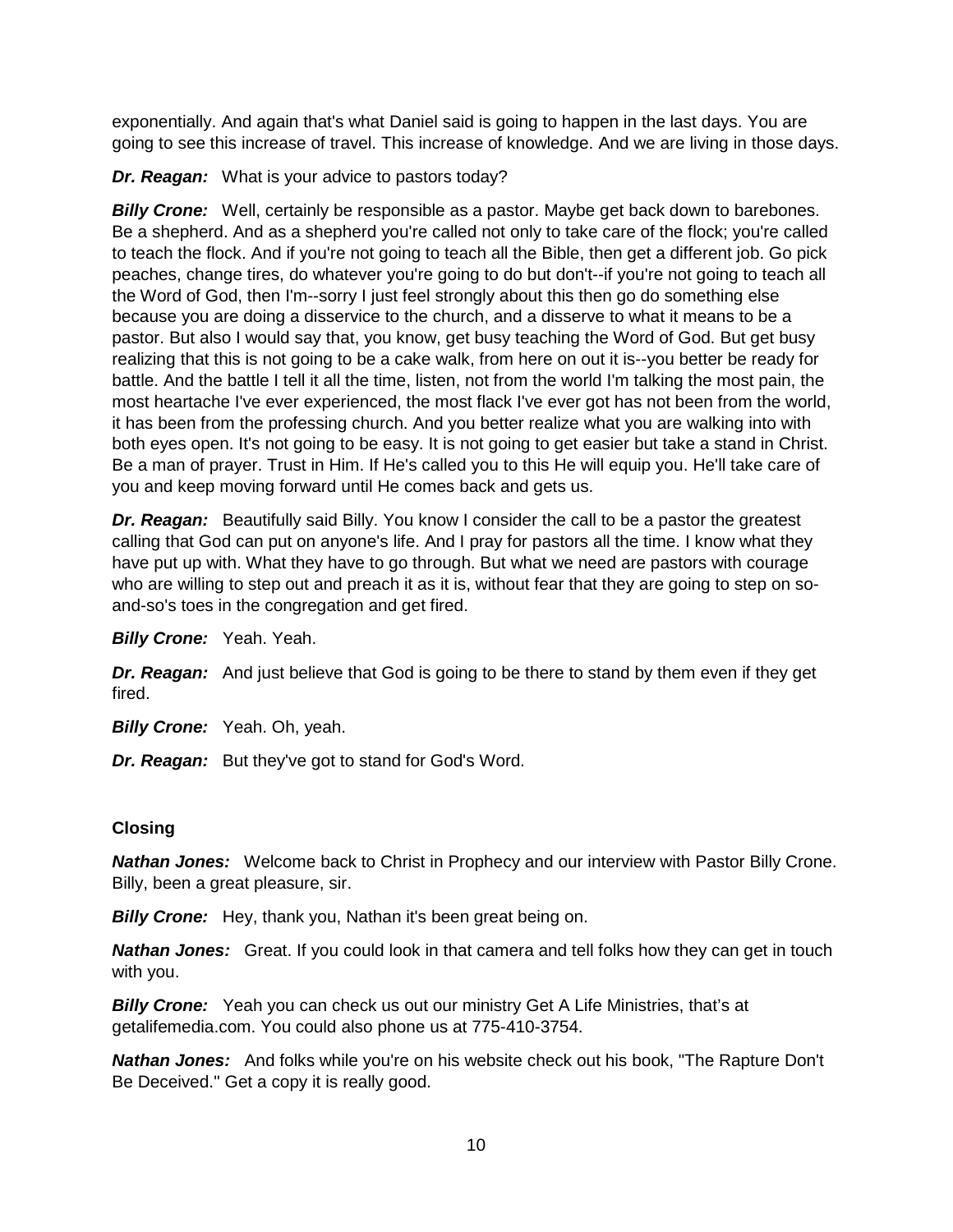exponentially. And again that's what Daniel said is going to happen in the last days. You are going to see this increase of travel. This increase of knowledge. And we are living in those days.

***Dr. Reagan:*** What is your advice to pastors today?

***Billy Crone:*** Well, certainly be responsible as a pastor. Maybe get back down to barebones. Be a shepherd. And as a shepherd you're called not only to take care of the flock; you're called to teach the flock. And if you're not going to teach all the Bible, then get a different job. Go pick peaches, change tires, do whatever you're going to do but don't--if you're not going to teach all the Word of God, then I'm--sorry I just feel strongly about this then go do something else because you are doing a disservice to the church, and a disserve to what it means to be a pastor. But also I would say that, you know, get busy teaching the Word of God. But get busy realizing that this is not going to be a cake walk, from here on out it is--you better be ready for battle. And the battle I tell it all the time, listen, not from the world I'm talking the most pain, the most heartache I've ever experienced, the most flack I've ever got has not been from the world, it has been from the professing church. And you better realize what you are walking into with both eyes open. It's not going to be easy. It is not going to get easier but take a stand in Christ. Be a man of prayer. Trust in Him. If He's called you to this He will equip you. He'll take care of you and keep moving forward until He comes back and gets us.

***Dr. Reagan:*** Beautifully said Billy. You know I consider the call to be a pastor the greatest calling that God can put on anyone's life. And I pray for pastors all the time. I know what they have put up with. What they have to go through. But what we need are pastors with courage who are willing to step out and preach it as it is, without fear that they are going to step on so-and-so's toes in the congregation and get fired.

***Billy Crone:*** Yeah. Yeah.

***Dr. Reagan:*** And just believe that God is going to be there to stand by them even if they get fired.

***Billy Crone:*** Yeah. Oh, yeah.

***Dr. Reagan:*** But they've got to stand for God's Word.

**Closing**

***Nathan Jones:*** Welcome back to Christ in Prophecy and our interview with Pastor Billy Crone. Billy, been a great pleasure, sir.

***Billy Crone:*** Hey, thank you, Nathan it's been great being on.

***Nathan Jones:*** Great. If you could look in that camera and tell folks how they can get in touch with you.

***Billy Crone:*** Yeah you can check us out our ministry Get A Life Ministries, that's at getalifemedia.com. You could also phone us at 775-410-3754.

***Nathan Jones:*** And folks while you're on his website check out his book, "The Rapture Don't Be Deceived." Get a copy it is really good.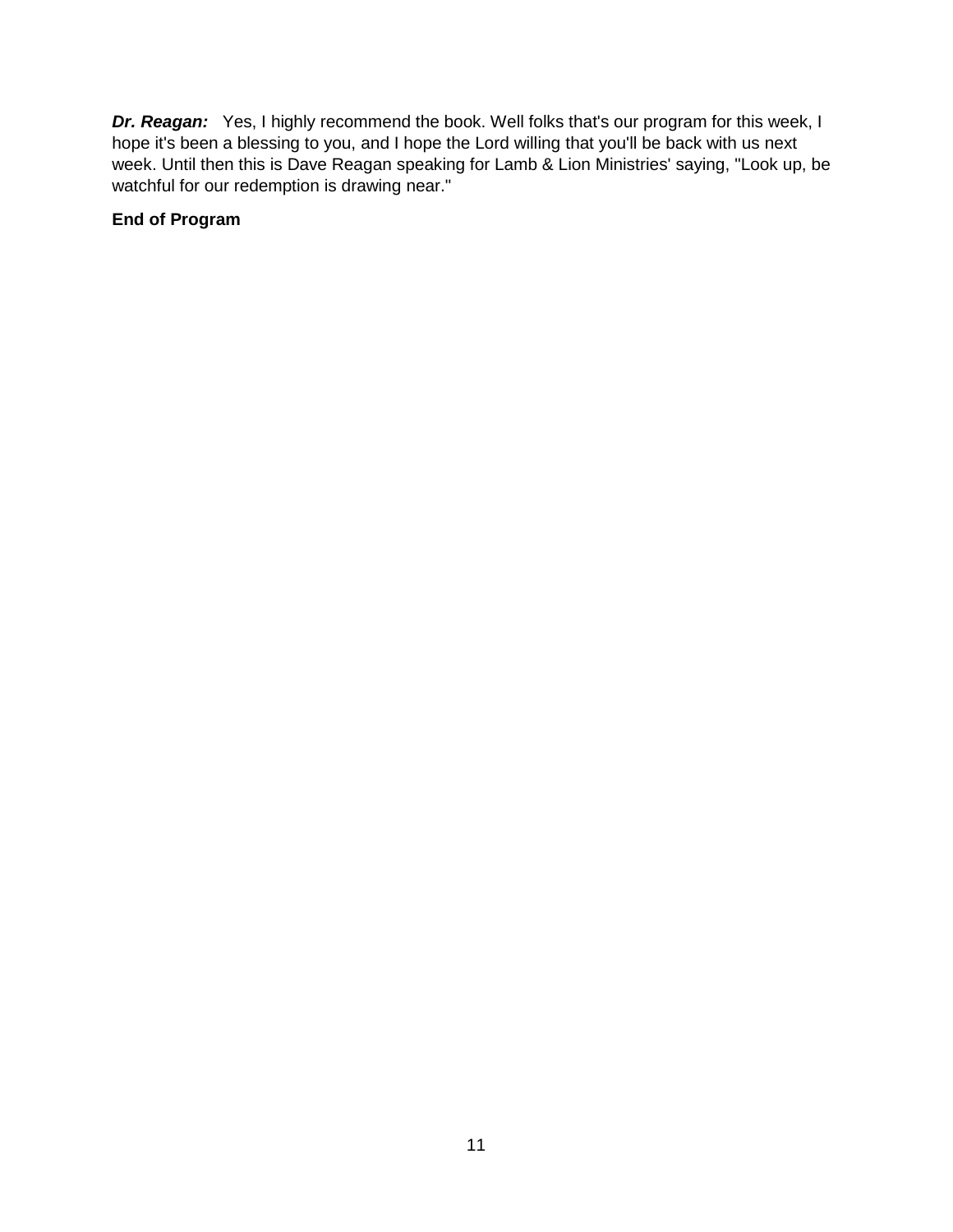***Dr. Reagan:*** Yes, I highly recommend the book. Well folks that's our program for this week, I hope it's been a blessing to you, and I hope the Lord willing that you'll be back with us next week. Until then this is Dave Reagan speaking for Lamb & Lion Ministries' saying, "Look up, be watchful for our redemption is drawing near."

**End of Program**